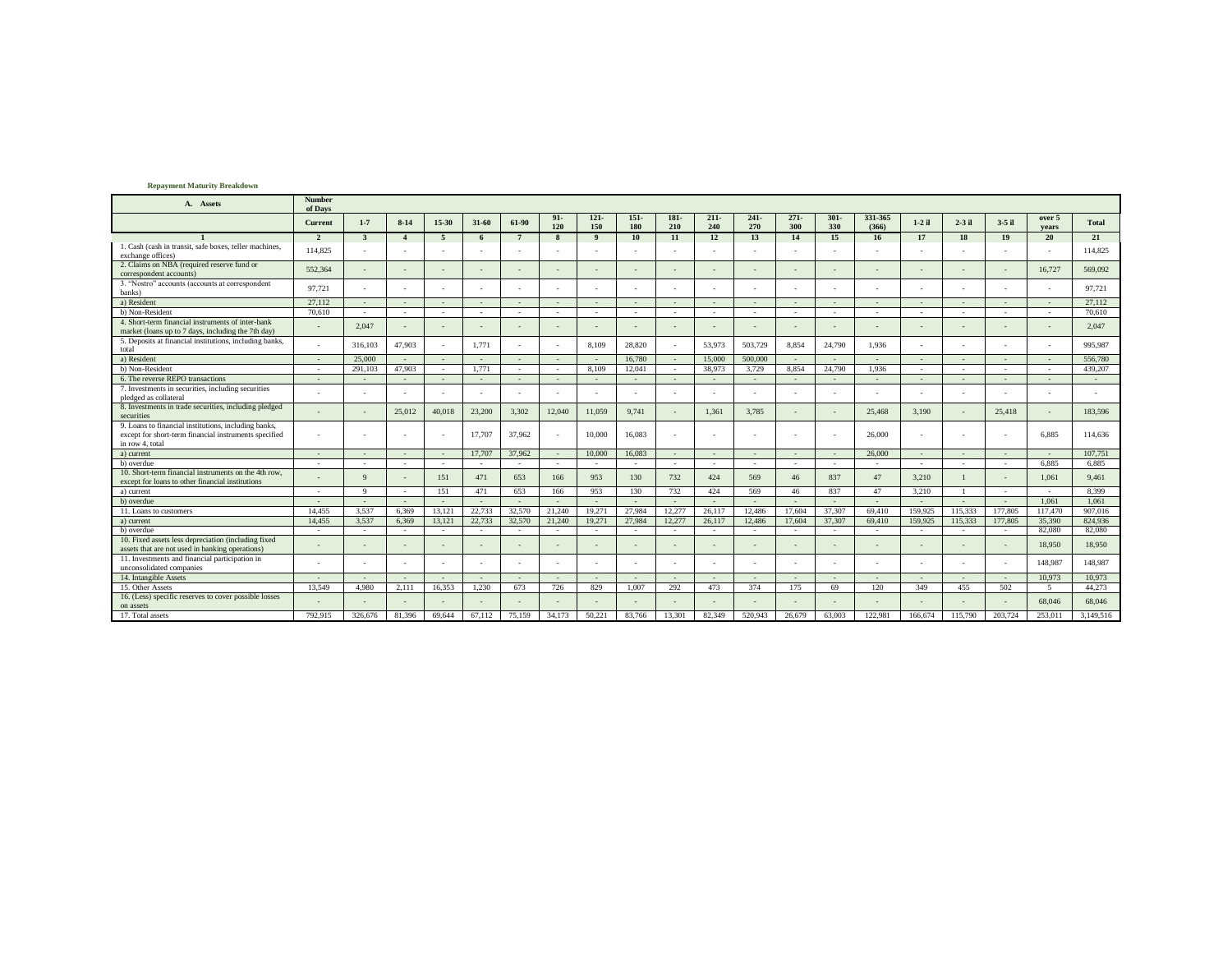**Repayment Maturity Breakdown**

| A. Assets | Number of Days | | | | | | | | | | | | | | | | | | | |
|---|---|---|---|---|---|---|---|---|---|---|---|---|---|---|---|---|---|---|---|---|
| | Current | 1-7 | 8-14 | 15-30 | 31-60 | 61-90 | 91-120 | 121-150 | 151-180 | 181-210 | 211-240 | 241-270 | 271-300 | 301-330 | 331-365 (366) | 1-2 il | 2-3 il | 3-5 il | over 5 years | Total |
| 1 | 2 | 3 | 4 | 5 | 6 | 7 | 8 | 9 | 10 | 11 | 12 | 13 | 14 | 15 | 16 | 17 | 18 | 19 | 20 | 21 |
| 1. Cash (cash in transit, safe boxes, teller machines, exchange offices) | 114,825 | - | - | - | - | - | - | - | - | - | - | - | - | - | - | - | - | - | - | 114,825 |
| 2. Claims on NBA (required reserve fund or correspondent accounts) | 552,364 | - | - | - | - | - | - | - | - | - | - | - | - | - | - | - | - | - | 16,727 | 569,092 |
| 3. "Nostro" accounts (accounts at correspondent banks) | 97,721 | - | - | - | - | - | - | - | - | - | - | - | - | - | - | - | - | - | - | 97,721 |
| a) Resident | 27,112 | - | - | - | - | - | - | - | - | - | - | - | - | - | - | - | - | - | - | 27,112 |
| b) Non-Resident | 70,610 | - | - | - | - | - | - | - | - | - | - | - | - | - | - | - | - | - | - | 70,610 |
| 4. Short-term financial instruments of inter-bank market (loans up to 7 days, including the 7th day) | - | 2,047 | - | - | - | - | - | - | - | - | - | - | - | - | - | - | - | - | - | 2,047 |
| 5. Deposits at financial institutions, including banks, total | - | 316,103 | 47,903 | - | 1,771 | - | - | 8,109 | 28,820 | - | 53,973 | 503,729 | 8,854 | 24,790 | 1,936 | - | - | - | - | 995,987 |
| a) Resident | - | 25,000 | - | - | - | - | - | - | 16,780 | - | 15,000 | 500,000 | - | - | - | - | - | - | - | 556,780 |
| b) Non-Resident | - | 291,103 | 47,903 | - | 1,771 | - | - | 8,109 | 12,041 | - | 38,973 | 3,729 | 8,854 | 24,790 | 1,936 | - | - | - | - | 439,207 |
| 6. The reverse REPO transactions | - | - | - | - | - | - | - | - | - | - | - | - | - | - | - | - | - | - | - | - |
| 7. Investments in securities, including securities pledged as collateral | - | - | - | - | - | - | - | - | - | - | - | - | - | - | - | - | - | - | - | - |
| 8. Investments in trade securities, including pledged securities | - | - | 25,012 | 40,018 | 23,200 | 3,302 | 12,040 | 11,059 | 9,741 | - | 1,361 | 3,785 | - | - | 25,468 | 3,190 | - | 25,418 | - | 183,596 |
| 9. Loans to financial institutions, including banks, except for short-term financial instruments specified in row 4, total | - | - | - | - | 17,707 | 37,962 | - | 10,000 | 16,083 | - | - | - | - | - | 26,000 | - | - | - | 6,885 | 114,636 |
| a) current | - | - | - | - | 17,707 | 37,962 | - | 10,000 | 16,083 | - | - | - | - | - | 26,000 | - | - | - | - | 107,751 |
| b) overdue | - | - | - | - | - | - | - | - | - | - | - | - | - | - | - | - | - | - | 6,885 | 6,885 |
| 10. Short-term financial instruments on the 4th row, except for loans to other financial institutions | - | 9 | - | 151 | 471 | 653 | 166 | 953 | 130 | 732 | 424 | 569 | 46 | 837 | 47 | 3,210 | 1 | - | 1,061 | 9,461 |
| a) current | - | 9 | - | 151 | 471 | 653 | 166 | 953 | 130 | 732 | 424 | 569 | 46 | 837 | 47 | 3,210 | 1 | - | - | 8,399 |
| b) overdue | - | - | - | - | - | - | - | - | - | - | - | - | - | - | - | - | - | - | 1,061 | 1,061 |
| 11. Loans to customers | 14,455 | 3,537 | 6,369 | 13,121 | 22,733 | 32,570 | 21,240 | 19,271 | 27,984 | 12,277 | 26,117 | 12,486 | 17,604 | 37,307 | 69,410 | 159,925 | 115,333 | 177,805 | 117,470 | 907,016 |
| a) current | 14,455 | 3,537 | 6,369 | 13,121 | 22,733 | 32,570 | 21,240 | 19,271 | 27,984 | 12,277 | 26,117 | 12,486 | 17,604 | 37,307 | 69,410 | 159,925 | 115,333 | 177,805 | 35,390 | 824,936 |
| b) overdue | - | - | - | - | - | - | - | - | - | - | - | - | - | - | - | - | - | - | 82,080 | 82,080 |
| 10. Fixed assets less depreciation (including fixed assets that are not used in banking operations) | - | - | - | - | - | - | - | - | - | - | - | - | - | - | - | - | - | - | 18,950 | 18,950 |
| 11. Investments and financial participation in unconsolidated companies | - | - | - | - | - | - | - | - | - | - | - | - | - | - | - | - | - | - | 148,987 | 148,987 |
| 14. Intangible Assets | - | - | - | - | - | - | - | - | - | - | - | - | - | - | - | - | - | - | 10,973 | 10,973 |
| 15. Other Assets | 13,549 | 4,980 | 2,111 | 16,353 | 1,230 | 673 | 726 | 829 | 1,007 | 292 | 473 | 374 | 175 | 69 | 120 | 349 | 455 | 502 | 5 | 44,273 |
| 16. (Less) specific reserves to cover possible losses on assets | - | - | - | - | - | - | - | - | - | - | - | - | - | - | - | - | - | - | 68,046 | 68,046 |
| 17. Total assets | 792,915 | 326,676 | 81,396 | 69,644 | 67,112 | 75,159 | 34,173 | 50,221 | 83,766 | 13,301 | 82,349 | 520,943 | 26,679 | 63,003 | 122,981 | 166,674 | 115,790 | 203,724 | 253,011 | 3,149,516 |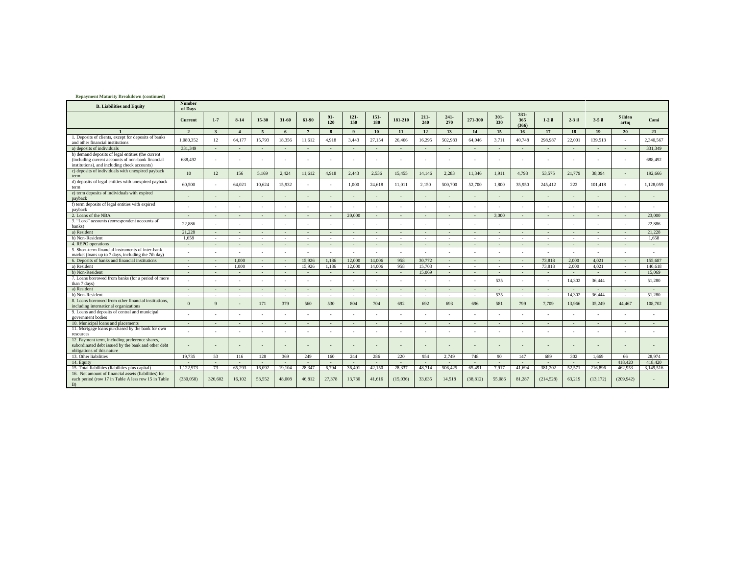**Repayment Maturity Breakdown (continued)**

| B. Liabilities and Equity | Number of Days | | | | | | | | | | | | | | | | | | | |
|---|---|---|---|---|---|---|---|---|---|---|---|---|---|---|---|---|---|---|---|---|
| | Current | 1-7 | 8-14 | 15-30 | 31-60 | 61-90 | 91-120 | 121-150 | 151-180 | 181-210 | 211-240 | 241-270 | 271-300 | 301-330 | 331-365 (366) | 1-2 il | 2-3 il | 3-5 il | 5 ildən artıq | Cəmi |
| 1 | 2 | 3 | 4 | 5 | 6 | 7 | 8 | 9 | 10 | 11 | 12 | 13 | 14 | 15 | 16 | 17 | 18 | 19 | 20 | 21 |
| 1. Deposits of clients, except for deposits of banks and other financial institutions | 1,080,352 | 12 | 64,177 | 15,793 | 18,356 | 11,612 | 4,918 | 3,443 | 27,154 | 26,466 | 16,295 | 502,983 | 64,046 | 3,711 | 40,748 | 298,987 | 22,001 | 139,513 | - | 2,340,567 |
| a) deposits of individuals | 331,349 | - | - | - | - | - | - | - | - | - | - | - | - | - | - | - | - | - | - | 331,349 |
| b) demand deposits of legal entities (the current (including current accounts of non-bank financial institutions), and including check accounts) | 688,492 | - | - | - | - | - | - | - | - | - | - | - | - | - | - | - | - | - | - | 688,492 |
| c) deposits of individuals with unexpired payback term | 10 | 12 | 156 | 5,169 | 2,424 | 11,612 | 4,918 | 2,443 | 2,536 | 15,455 | 14,146 | 2,283 | 11,346 | 1,911 | 4,798 | 53,575 | 21,779 | 38,094 | - | 192,666 |
| d) deposits of legal entities with unexpired payback term | 60,500 | - | 64,021 | 10,624 | 15,932 | - | - | 1,000 | 24,618 | 11,011 | 2,150 | 500,700 | 52,700 | 1,800 | 35,950 | 245,412 | 222 | 101,418 | - | 1,128,059 |
| e) term deposits of individuals with expired payback | - | - | - | - | - | - | - | - | - | - | - | - | - | - | - | - | - | - | - | - |
| f) term deposits of legal entities with expired payback | - | - | - | - | - | - | - | - | - | - | - | - | - | - | - | - | - | - | - | - |
| 2. Loans of the NBA | - | - | - | - | - | - | - | 20,000 | - | - | - | - | - | 3,000 | - | - | - | - | - | 23,000 |
| 3. "Loro" accounts (correspondent accounts of banks) | 22,886 | - | - | - | - | - | - | - | - | - | - | - | - | - | - | - | - | - | - | 22,886 |
| a) Resident | 21,228 | - | - | - | - | - | - | - | - | - | - | - | - | - | - | - | - | - | - | 21,228 |
| b) Non-Resident | 1,658 | - | - | - | - | - | - | - | - | - | - | - | - | - | - | - | - | - | - | 1,658 |
| 4. REPO operations | - | - | - | - | - | - | - | - | - | - | - | - | - | - | - | - | - | - | - | - |
| 5. Short-term financial instruments of inter-bank market (loans up to 7 days, including the 7th day) | - | - | - | - | - | - | - | - | - | - | - | - | - | - | - | - | - | - | - | - |
| 6. Deposits of banks and financial institutions | - | - | 1,000 | - | - | 15,926 | 1,186 | 12,000 | 14,006 | 958 | 30,772 | - | - | - | - | 73,818 | 2,000 | 4,021 | - | 155,687 |
| a) Resident | - | - | 1,000 | - | - | 15,926 | 1,186 | 12,000 | 14,006 | 958 | 15,703 | - | - | - | - | 73,818 | 2,000 | 4,021 | - | 140,618 |
| b) Non-Resident | - | - | - | - | - | - | - | - | - | - | 15,069 | - | - | - | - | - | - | - | - | 15,069 |
| 7. Loans borrowed from banks (for a period of more than 7 days) | - | - | - | - | - | - | - | - | - | - | - | - | - | 535 | - | - | 14,302 | 36,444 | - | 51,280 |
| a) Resident | - | - | - | - | - | - | - | - | - | - | - | - | - | - | - | - | - | - | - | - |
| b) Non-Resident | - | - | - | - | - | - | - | - | - | - | - | - | - | 535 | - | - | 14,302 | 36,444 | - | 51,280 |
| 8. Loans borrowed from other financial institutions, including international organizations | 0 | 9 | - | 171 | 379 | 560 | 530 | 804 | 704 | 692 | 692 | 693 | 696 | 581 | 799 | 7,709 | 13,966 | 35,249 | 44,467 | 108,702 |
| 9. Loans and deposits of central and municipal government bodies | - | - | - | - | - | - | - | - | - | - | - | - | - | - | - | - | - | - | - | - |
| 10. Municipal loans and placements | - | - | - | - | - | - | - | - | - | - | - | - | - | - | - | - | - | - | - | - |
| 11. Mortgage loans purchased by the bank for own resources | - | - | - | - | - | - | - | - | - | - | - | - | - | - | - | - | - | - | - | - |
| 12. Payment term, including preference shares, subordinated debt issued by the bank and other debt obligations of this nature | - | - | - | - | - | - | - | - | - | - | - | - | - | - | - | - | - | - | - | - |
| 13. Other liabilities | 19,735 | 53 | 116 | 128 | 369 | 249 | 160 | 244 | 286 | 220 | 954 | 2,749 | 748 | 90 | 147 | 689 | 302 | 1,669 | 66 | 28,974 |
| 14. Equity | - | - | - | - | - | - | - | - | - | - | - | - | - | - | - | - | - | - | 418,420 | 418,420 |
| 15. Total liabilities (liabilities plus capital) | 1,122,973 | 73 | 65,293 | 16,092 | 19,104 | 28,347 | 6,794 | 36,491 | 42,150 | 28,337 | 48,714 | 506,425 | 65,491 | 7,917 | 41,694 | 381,202 | 52,571 | 216,896 | 462,953 | 3,149,516 |
| 16. Net amount of financial assets (liabilities) for each period (row 17 in Table A less row 15 in Table B) | (330,058) | 326,602 | 16,102 | 53,552 | 48,008 | 46,812 | 27,378 | 13,730 | 41,616 | (15,036) | 33,635 | 14,518 | (38,812) | 55,086 | 81,287 | (214,528) | 63,219 | (13,172) | (209,942) | - |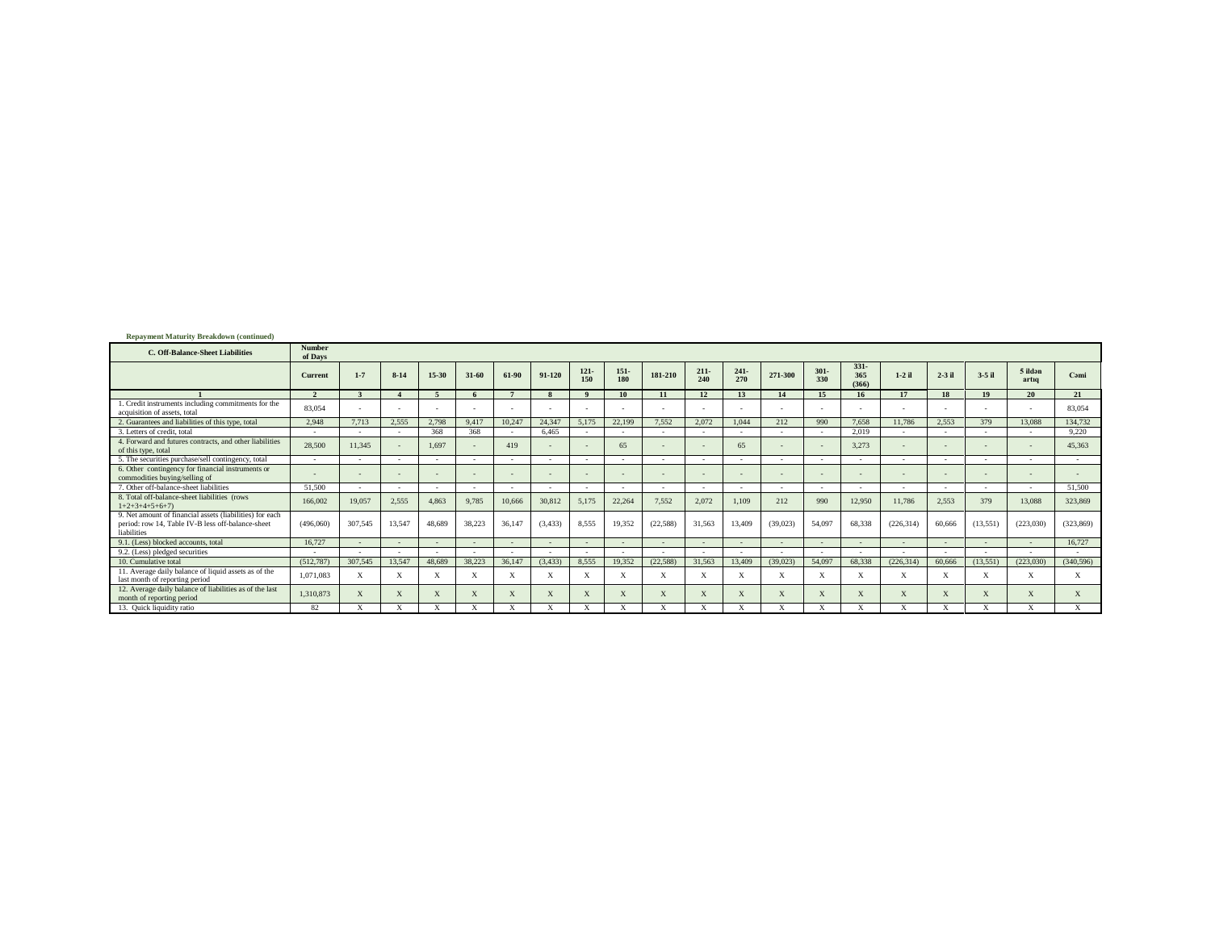**Repayment Maturity Breakdown (continued)**

| C. Off-Balance-Sheet Liabilities | Number of Days | | | | | | | | | | | | | | | | | | | |
|---|---|---|---|---|---|---|---|---|---|---|---|---|---|---|---|---|---|---|---|---|
| | Current | 1-7 | 8-14 | 15-30 | 31-60 | 61-90 | 91-120 | 121-150 | 151-180 | 181-210 | 211-240 | 241-270 | 271-300 | 301-330 | 331-365 (366) | 1-2 il | 2-3 il | 3-5 il | 5 ildən artıq | Cəmi |
| 1 | 2 | 3 | 4 | 5 | 6 | 7 | 8 | 9 | 10 | 11 | 12 | 13 | 14 | 15 | 16 | 17 | 18 | 19 | 20 | 21 |
| 1. Credit instruments including commitments for the acquisition of assets, total | 83,054 | - | - | - | - | - | - | - | - | - | - | - | - | - | - | - | - | - | - | 83,054 |
| 2. Guarantees and liabilities of this type, total | 2,948 | 7,713 | 2,555 | 2,798 | 9,417 | 10,247 | 24,347 | 5,175 | 22,199 | 7,552 | 2,072 | 1,044 | 212 | 990 | 7,658 | 11,786 | 2,553 | 379 | 13,088 | 134,732 |
| 3. Letters of credit, total | - | - | - | 368 | 368 | - | 6,465 | - | - | - | - | - | - | - | 2,019 | - | - | - | - | 9,220 |
| 4. Forward and futures contracts, and other liabilities of this type, total | 28,500 | 11,345 | - | 1,697 | - | 419 | - | - | 65 | - | - | 65 | - | - | 3,273 | - | - | - | - | 45,363 |
| 5. The securities purchase/sell contingency, total | - | - | - | - | - | - | - | - | - | - | - | - | - | - | - | - | - | - | - | - |
| 6. Other contingency for financial instruments or commodities buying/selling of | - | - | - | - | - | - | - | - | - | - | - | - | - | - | - | - | - | - | - | - |
| 7. Other off-balance-sheet liabilities | 51,500 | - | - | - | - | - | - | - | - | - | - | - | - | - | - | - | - | - | - | 51,500 |
| 8. Total off-balance-sheet liabilities (rows 1+2+3+4+5+6+7) | 166,002 | 19,057 | 2,555 | 4,863 | 9,785 | 10,666 | 30,812 | 5,175 | 22,264 | 7,552 | 2,072 | 1,109 | 212 | 990 | 12,950 | 11,786 | 2,553 | 379 | 13,088 | 323,869 |
| 9. Net amount of financial assets (liabilities) for each period: row 14, Table IV-B less off-balance-sheet liabilities | (496,060) | 307,545 | 13,547 | 48,689 | 38,223 | 36,147 | (3,433) | 8,555 | 19,352 | (22,588) | 31,563 | 13,409 | (39,023) | 54,097 | 68,338 | (226,314) | 60,666 | (13,551) | (223,030) | (323,869) |
| 9.1. (Less) blocked accounts, total | 16,727 | - | - | - | - | - | - | - | - | - | - | - | - | - | - | - | - | - | - | 16,727 |
| 9.2. (Less) pledged securities | - | - | - | - | - | - | - | - | - | - | - | - | - | - | - | - | - | - | - | - |
| 10. Cumulative total | (512,787) | 307,545 | 13,547 | 48,689 | 38,223 | 36,147 | (3,433) | 8,555 | 19,352 | (22,588) | 31,563 | 13,409 | (39,023) | 54,097 | 68,338 | (226,314) | 60,666 | (13,551) | (223,030) | (340,596) |
| 11. Average daily balance of liquid assets as of the last month of reporting period | 1,071,083 | X | X | X | X | X | X | X | X | X | X | X | X | X | X | X | X | X | X | X |
| 12. Average daily balance of liabilities as of the last month of reporting period | 1,310,873 | X | X | X | X | X | X | X | X | X | X | X | X | X | X | X | X | X | X | X |
| 13. Quick liquidity ratio | 82 | X | X | X | X | X | X | X | X | X | X | X | X | X | X | X | X | X | X | X |